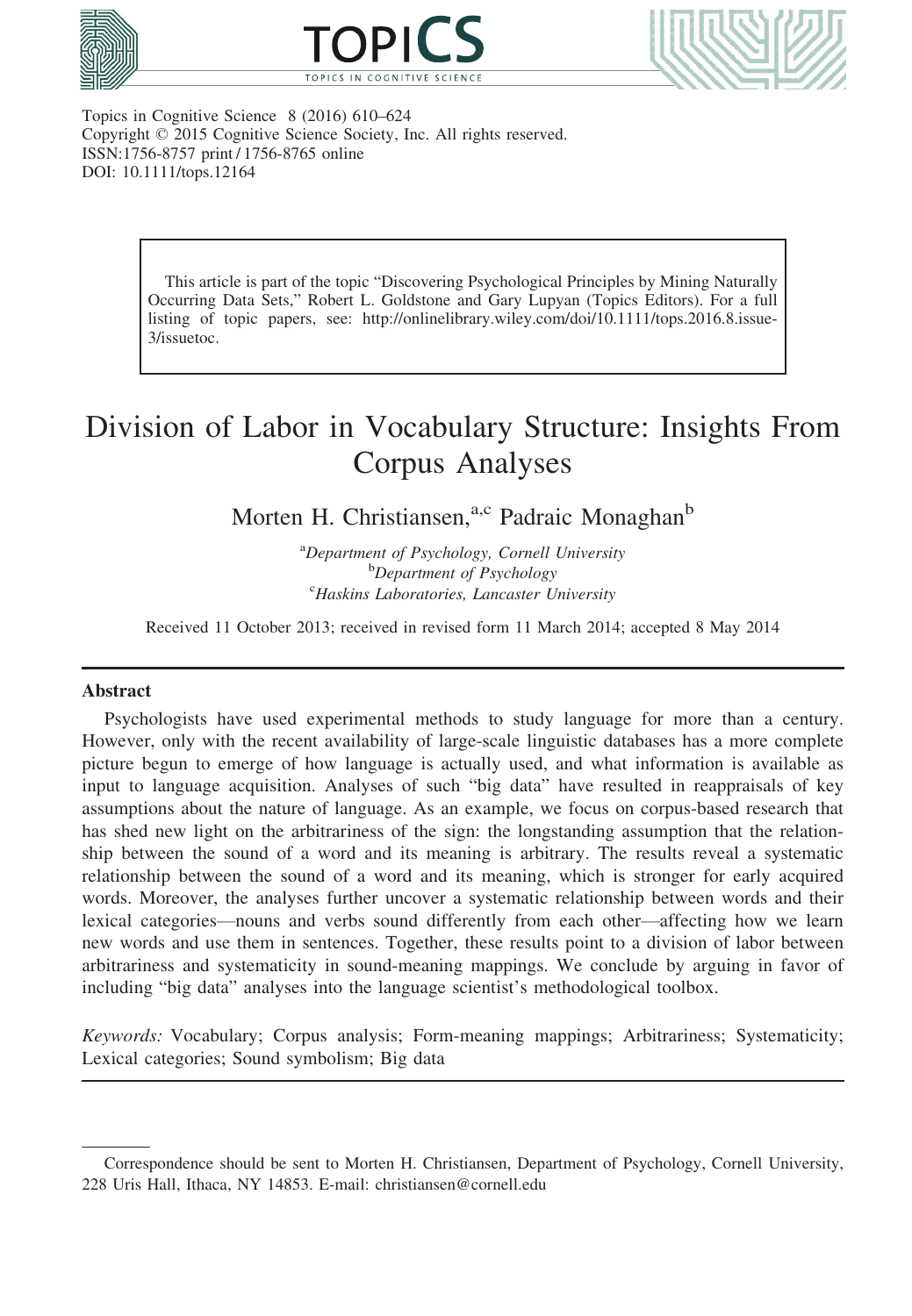Topics in Cognitive Science 8 (2016) 610–624
Copyright © 2015 Cognitive Science Society, Inc. All rights reserved.
ISSN:1756-8757 print / 1756-8765 online
DOI: 10.1111/tops.12164

> This article is part of the topic "Discovering Psychological Principles by Mining Naturally Occurring Data Sets," Robert L. Goldstone and Gary Lupyan (Topics Editors). For a full listing of topic papers, see: http://onlinelibrary.wiley.com/doi/10.1111/tops.2016.8.issue-3/issuetoc.

# Division of Labor in Vocabulary Structure: Insights From Corpus Analyses

Morten H. Christiansen,[a,c] Padraic Monaghan[b]

[a]*Department of Psychology, Cornell University*
[b]*Department of Psychology*
[c]*Haskins Laboratories, Lancaster University*

Received 11 October 2013; received in revised form 11 March 2014; accepted 8 May 2014

## Abstract

Psychologists have used experimental methods to study language for more than a century. However, only with the recent availability of large-scale linguistic databases has a more complete picture begun to emerge of how language is actually used, and what information is available as input to language acquisition. Analyses of such "big data" have resulted in reappraisals of key assumptions about the nature of language. As an example, we focus on corpus-based research that has shed new light on the arbitrariness of the sign: the longstanding assumption that the relationship between the sound of a word and its meaning is arbitrary. The results reveal a systematic relationship between the sound of a word and its meaning, which is stronger for early acquired words. Moreover, the analyses further uncover a systematic relationship between words and their lexical categories—nouns and verbs sound differently from each other—affecting how we learn new words and use them in sentences. Together, these results point to a division of labor between arbitrariness and systematicity in sound-meaning mappings. We conclude by arguing in favor of including "big data" analyses into the language scientist's methodological toolbox.

*Keywords:* Vocabulary; Corpus analysis; Form-meaning mappings; Arbitrariness; Systematicity; Lexical categories; Sound symbolism; Big data

---

Correspondence should be sent to Morten H. Christiansen, Department of Psychology, Cornell University, 228 Uris Hall, Ithaca, NY 14853. E-mail: christiansen@cornell.edu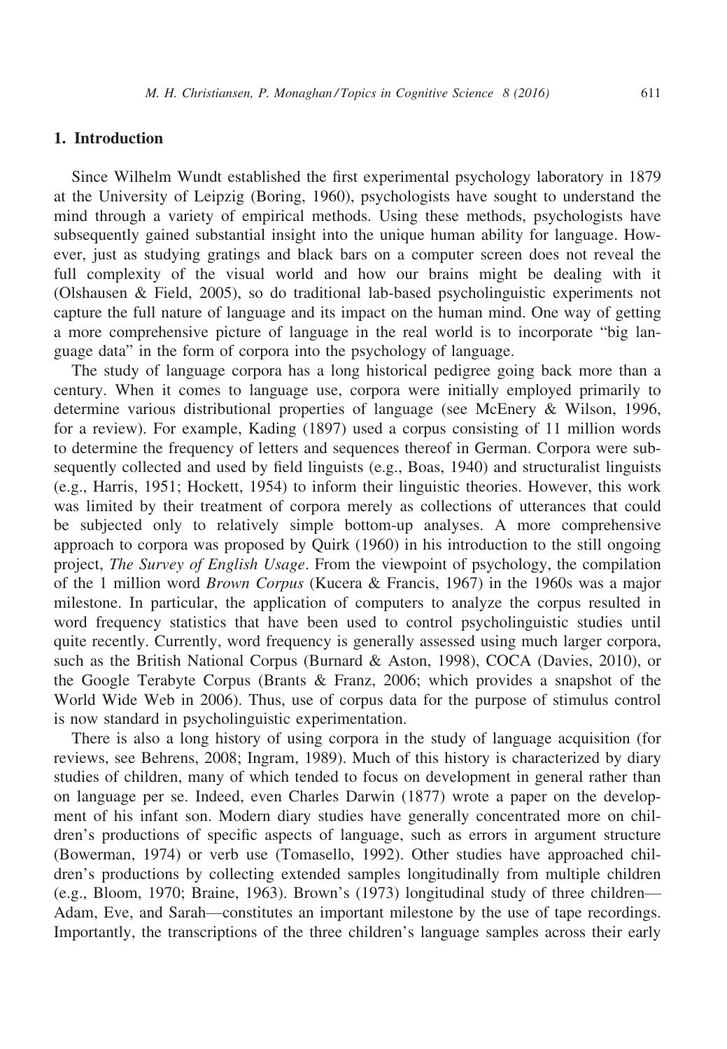## 1. Introduction

Since Wilhelm Wundt established the first experimental psychology laboratory in 1879 at the University of Leipzig (Boring, 1960), psychologists have sought to understand the mind through a variety of empirical methods. Using these methods, psychologists have subsequently gained substantial insight into the unique human ability for language. However, just as studying gratings and black bars on a computer screen does not reveal the full complexity of the visual world and how our brains might be dealing with it (Olshausen & Field, 2005), so do traditional lab-based psycholinguistic experiments not capture the full nature of language and its impact on the human mind. One way of getting a more comprehensive picture of language in the real world is to incorporate "big language data" in the form of corpora into the psychology of language.

The study of language corpora has a long historical pedigree going back more than a century. When it comes to language use, corpora were initially employed primarily to determine various distributional properties of language (see McEnery & Wilson, 1996, for a review). For example, Kading (1897) used a corpus consisting of 11 million words to determine the frequency of letters and sequences thereof in German. Corpora were subsequently collected and used by field linguists (e.g., Boas, 1940) and structuralist linguists (e.g., Harris, 1951; Hockett, 1954) to inform their linguistic theories. However, this work was limited by their treatment of corpora merely as collections of utterances that could be subjected only to relatively simple bottom-up analyses. A more comprehensive approach to corpora was proposed by Quirk (1960) in his introduction to the still ongoing project, *The Survey of English Usage*. From the viewpoint of psychology, the compilation of the 1 million word *Brown Corpus* (Kucera & Francis, 1967) in the 1960s was a major milestone. In particular, the application of computers to analyze the corpus resulted in word frequency statistics that have been used to control psycholinguistic studies until quite recently. Currently, word frequency is generally assessed using much larger corpora, such as the British National Corpus (Burnard & Aston, 1998), COCA (Davies, 2010), or the Google Terabyte Corpus (Brants & Franz, 2006; which provides a snapshot of the World Wide Web in 2006). Thus, use of corpus data for the purpose of stimulus control is now standard in psycholinguistic experimentation.

There is also a long history of using corpora in the study of language acquisition (for reviews, see Behrens, 2008; Ingram, 1989). Much of this history is characterized by diary studies of children, many of which tended to focus on development in general rather than on language per se. Indeed, even Charles Darwin (1877) wrote a paper on the development of his infant son. Modern diary studies have generally concentrated more on children's productions of specific aspects of language, such as errors in argument structure (Bowerman, 1974) or verb use (Tomasello, 1992). Other studies have approached children's productions by collecting extended samples longitudinally from multiple children (e.g., Bloom, 1970; Braine, 1963). Brown's (1973) longitudinal study of three children—Adam, Eve, and Sarah—constitutes an important milestone by the use of tape recordings. Importantly, the transcriptions of the three children's language samples across their early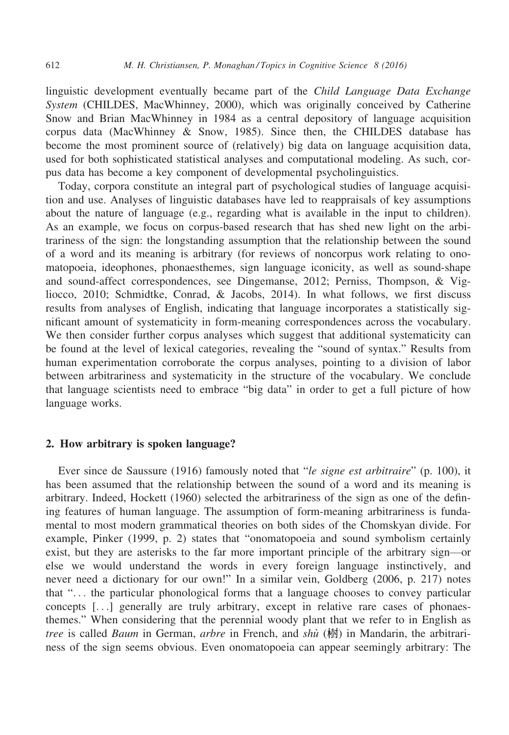linguistic development eventually became part of the *Child Language Data Exchange System* (CHILDES, MacWhinney, 2000), which was originally conceived by Catherine Snow and Brian MacWhinney in 1984 as a central depository of language acquisition corpus data (MacWhinney & Snow, 1985). Since then, the CHILDES database has become the most prominent source of (relatively) big data on language acquisition data, used for both sophisticated statistical analyses and computational modeling. As such, corpus data has become a key component of developmental psycholinguistics.

Today, corpora constitute an integral part of psychological studies of language acquisition and use. Analyses of linguistic databases have led to reappraisals of key assumptions about the nature of language (e.g., regarding what is available in the input to children). As an example, we focus on corpus-based research that has shed new light on the arbitrariness of the sign: the longstanding assumption that the relationship between the sound of a word and its meaning is arbitrary (for reviews of noncorpus work relating to onomatopoeia, ideophones, phonaesthemes, sign language iconicity, as well as sound-shape and sound-affect correspondences, see Dingemanse, 2012; Perniss, Thompson, & Vigliocco, 2010; Schmidtke, Conrad, & Jacobs, 2014). In what follows, we first discuss results from analyses of English, indicating that language incorporates a statistically significant amount of systematicity in form-meaning correspondences across the vocabulary. We then consider further corpus analyses which suggest that additional systematicity can be found at the level of lexical categories, revealing the "sound of syntax." Results from human experimentation corroborate the corpus analyses, pointing to a division of labor between arbitrariness and systematicity in the structure of the vocabulary. We conclude that language scientists need to embrace "big data" in order to get a full picture of how language works.

## 2. How arbitrary is spoken language?

Ever since de Saussure (1916) famously noted that "*le signe est arbitraire*" (p. 100), it has been assumed that the relationship between the sound of a word and its meaning is arbitrary. Indeed, Hockett (1960) selected the arbitrariness of the sign as one of the defining features of human language. The assumption of form-meaning arbitrariness is fundamental to most modern grammatical theories on both sides of the Chomskyan divide. For example, Pinker (1999, p. 2) states that "onomatopoeia and sound symbolism certainly exist, but they are asterisks to the far more important principle of the arbitrary sign—or else we would understand the words in every foreign language instinctively, and never need a dictionary for our own!" In a similar vein, Goldberg (2006, p. 217) notes that "... the particular phonological forms that a language chooses to convey particular concepts [...] generally are truly arbitrary, except in relative rare cases of phonaesthemes." When considering that the perennial woody plant that we refer to in English as *tree* is called *Baum* in German, *arbre* in French, and *shù* (樹) in Mandarin, the arbitrariness of the sign seems obvious. Even onomatopoeia can appear seemingly arbitrary: The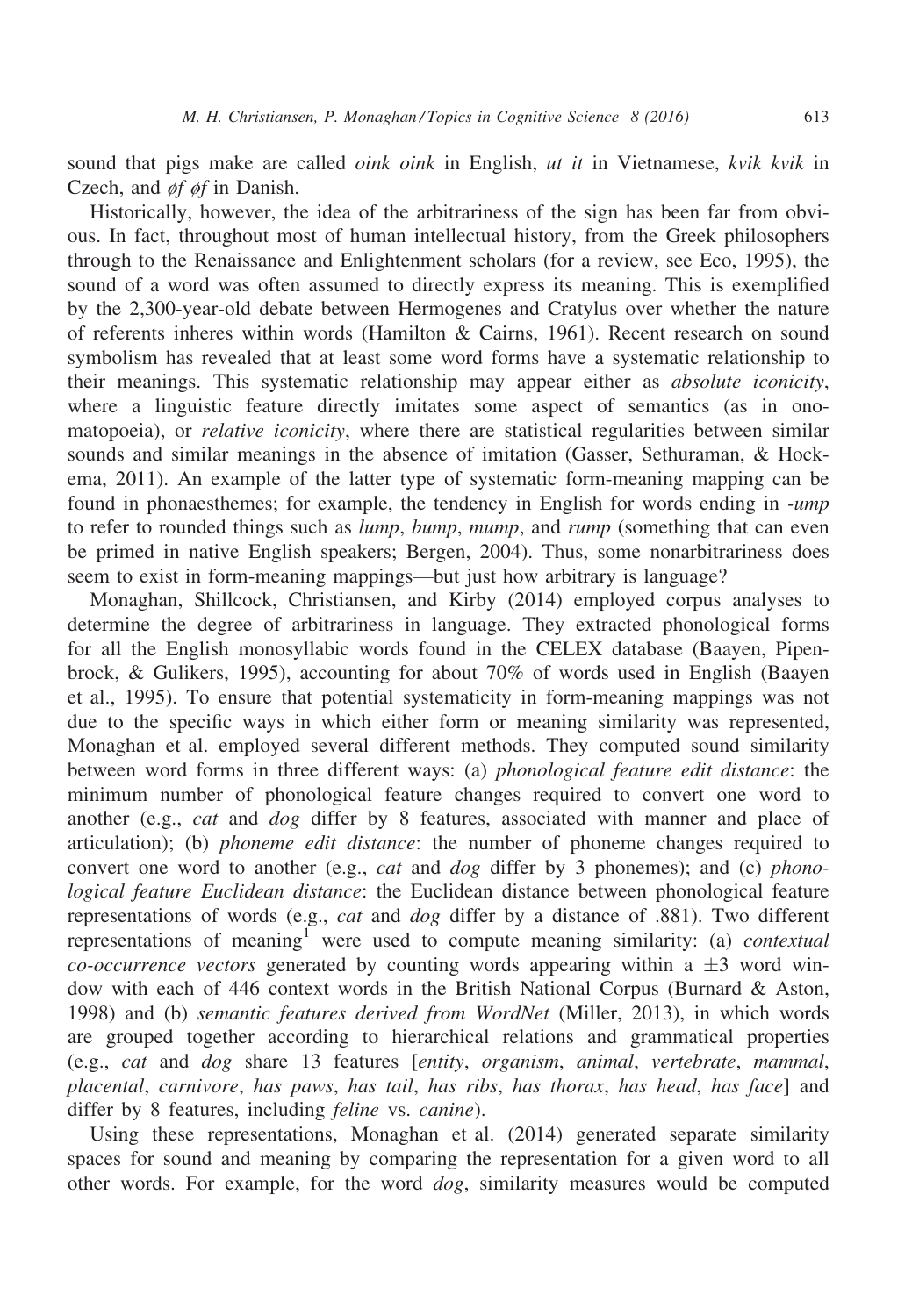sound that pigs make are called *oink oink* in English, *ut it* in Vietnamese, *kvik kvik* in Czech, and *øf øf* in Danish.

Historically, however, the idea of the arbitrariness of the sign has been far from obvious. In fact, throughout most of human intellectual history, from the Greek philosophers through to the Renaissance and Enlightenment scholars (for a review, see Eco, 1995), the sound of a word was often assumed to directly express its meaning. This is exemplified by the 2,300-year-old debate between Hermogenes and Cratylus over whether the nature of referents inheres within words (Hamilton & Cairns, 1961). Recent research on sound symbolism has revealed that at least some word forms have a systematic relationship to their meanings. This systematic relationship may appear either as *absolute iconicity*, where a linguistic feature directly imitates some aspect of semantics (as in onomatopoeia), or *relative iconicity*, where there are statistical regularities between similar sounds and similar meanings in the absence of imitation (Gasser, Sethuraman, & Hockema, 2011). An example of the latter type of systematic form-meaning mapping can be found in phonaesthemes; for example, the tendency in English for words ending in *-ump* to refer to rounded things such as *lump*, *bump*, *mump*, and *rump* (something that can even be primed in native English speakers; Bergen, 2004). Thus, some nonarbitrariness does seem to exist in form-meaning mappings—but just how arbitrary is language?

Monaghan, Shillcock, Christiansen, and Kirby (2014) employed corpus analyses to determine the degree of arbitrariness in language. They extracted phonological forms for all the English monosyllabic words found in the CELEX database (Baayen, Pipenbrock, & Gulikers, 1995), accounting for about 70% of words used in English (Baayen et al., 1995). To ensure that potential systematicity in form-meaning mappings was not due to the specific ways in which either form or meaning similarity was represented, Monaghan et al. employed several different methods. They computed sound similarity between word forms in three different ways: (a) *phonological feature edit distance*: the minimum number of phonological feature changes required to convert one word to another (e.g., *cat* and *dog* differ by 8 features, associated with manner and place of articulation); (b) *phoneme edit distance*: the number of phoneme changes required to convert one word to another (e.g., *cat* and *dog* differ by 3 phonemes); and (c) *phonological feature Euclidean distance*: the Euclidean distance between phonological feature representations of words (e.g., *cat* and *dog* differ by a distance of .881). Two different representations of meaning[1] were used to compute meaning similarity: (a) *contextual co-occurrence vectors* generated by counting words appearing within a $\pm3$ word window with each of 446 context words in the British National Corpus (Burnard & Aston, 1998) and (b) *semantic features derived from WordNet* (Miller, 2013), in which words are grouped together according to hierarchical relations and grammatical properties (e.g., *cat* and *dog* share 13 features [*entity*, *organism*, *animal*, *vertebrate*, *mammal*, *placental*, *carnivore*, *has paws*, *has tail*, *has ribs*, *has thorax*, *has head*, *has face*] and differ by 8 features, including *feline* vs. *canine*).

Using these representations, Monaghan et al. (2014) generated separate similarity spaces for sound and meaning by comparing the representation for a given word to all other words. For example, for the word *dog*, similarity measures would be computed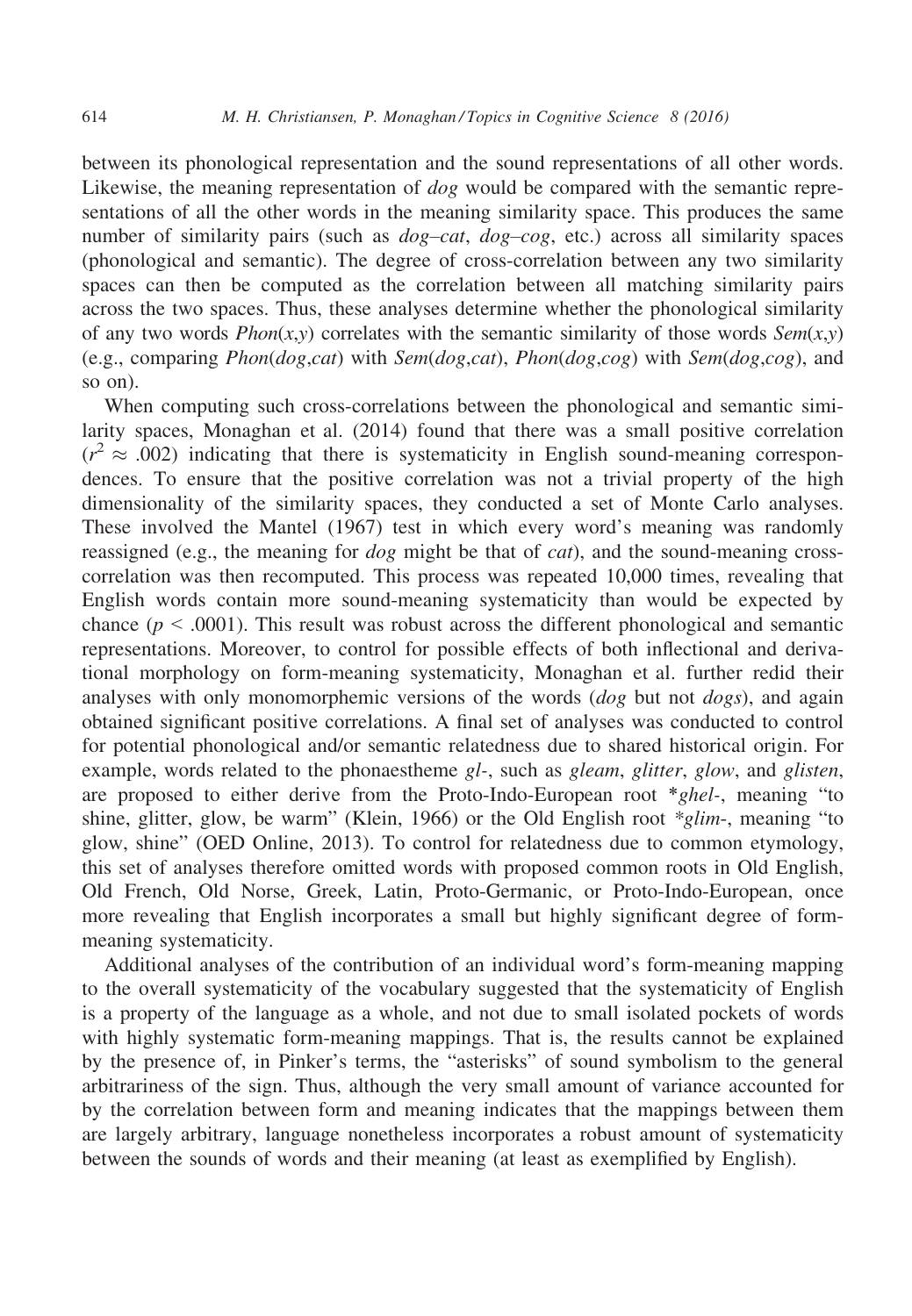between its phonological representation and the sound representations of all other words. Likewise, the meaning representation of *dog* would be compared with the semantic representations of all the other words in the meaning similarity space. This produces the same number of similarity pairs (such as *dog–cat*, *dog–cog*, etc.) across all similarity spaces (phonological and semantic). The degree of cross-correlation between any two similarity spaces can then be computed as the correlation between all matching similarity pairs across the two spaces. Thus, these analyses determine whether the phonological similarity of any two words $Phon(x,y)$ correlates with the semantic similarity of those words $Sem(x,y)$ (e.g., comparing $Phon(dog,cat)$ with $Sem(dog,cat)$, $Phon(dog,cog)$ with $Sem(dog,cog)$, and so on).

When computing such cross-correlations between the phonological and semantic similarity spaces, Monaghan et al. (2014) found that there was a small positive correlation ($r^2 \approx .002$) indicating that there is systematicity in English sound-meaning correspondences. To ensure that the positive correlation was not a trivial property of the high dimensionality of the similarity spaces, they conducted a set of Monte Carlo analyses. These involved the Mantel (1967) test in which every word's meaning was randomly reassigned (e.g., the meaning for *dog* might be that of *cat*), and the sound-meaning cross-correlation was then recomputed. This process was repeated 10,000 times, revealing that English words contain more sound-meaning systematicity than would be expected by chance ($p < .0001$). This result was robust across the different phonological and semantic representations. Moreover, to control for possible effects of both inflectional and derivational morphology on form-meaning systematicity, Monaghan et al. further redid their analyses with only monomorphemic versions of the words (*dog* but not *dogs*), and again obtained significant positive correlations. A final set of analyses was conducted to control for potential phonological and/or semantic relatedness due to shared historical origin. For example, words related to the phonaestheme *gl-*, such as *gleam*, *glitter*, *glow*, and *glisten*, are proposed to either derive from the Proto-Indo-European root \**ghel-*, meaning "to shine, glitter, glow, be warm" (Klein, 1966) or the Old English root \**glim-*, meaning "to glow, shine" (OED Online, 2013). To control for relatedness due to common etymology, this set of analyses therefore omitted words with proposed common roots in Old English, Old French, Old Norse, Greek, Latin, Proto-Germanic, or Proto-Indo-European, once more revealing that English incorporates a small but highly significant degree of form-meaning systematicity.

Additional analyses of the contribution of an individual word's form-meaning mapping to the overall systematicity of the vocabulary suggested that the systematicity of English is a property of the language as a whole, and not due to small isolated pockets of words with highly systematic form-meaning mappings. That is, the results cannot be explained by the presence of, in Pinker's terms, the "asterisks" of sound symbolism to the general arbitrariness of the sign. Thus, although the very small amount of variance accounted for by the correlation between form and meaning indicates that the mappings between them are largely arbitrary, language nonetheless incorporates a robust amount of systematicity between the sounds of words and their meaning (at least as exemplified by English).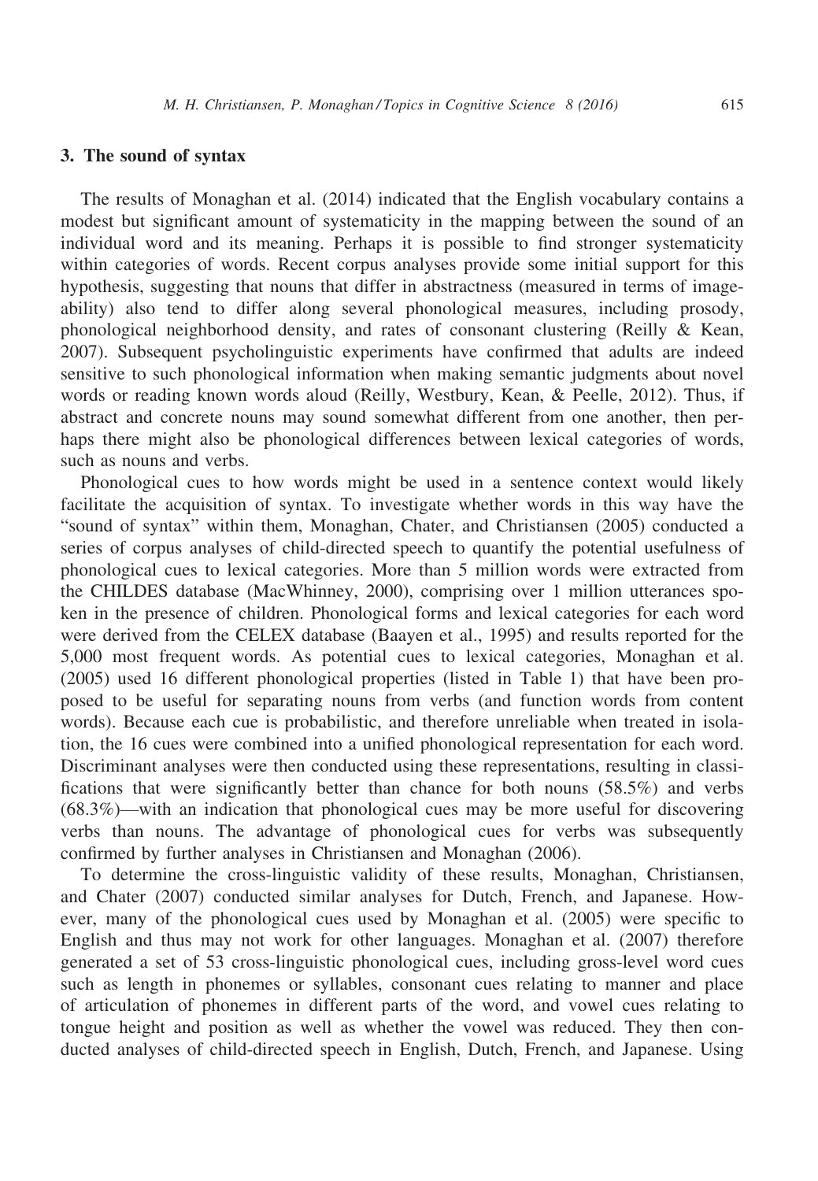## 3. The sound of syntax

The results of Monaghan et al. (2014) indicated that the English vocabulary contains a modest but significant amount of systematicity in the mapping between the sound of an individual word and its meaning. Perhaps it is possible to find stronger systematicity within categories of words. Recent corpus analyses provide some initial support for this hypothesis, suggesting that nouns that differ in abstractness (measured in terms of imageability) also tend to differ along several phonological measures, including prosody, phonological neighborhood density, and rates of consonant clustering (Reilly & Kean, 2007). Subsequent psycholinguistic experiments have confirmed that adults are indeed sensitive to such phonological information when making semantic judgments about novel words or reading known words aloud (Reilly, Westbury, Kean, & Peelle, 2012). Thus, if abstract and concrete nouns may sound somewhat different from one another, then perhaps there might also be phonological differences between lexical categories of words, such as nouns and verbs.

Phonological cues to how words might be used in a sentence context would likely facilitate the acquisition of syntax. To investigate whether words in this way have the "sound of syntax" within them, Monaghan, Chater, and Christiansen (2005) conducted a series of corpus analyses of child-directed speech to quantify the potential usefulness of phonological cues to lexical categories. More than 5 million words were extracted from the CHILDES database (MacWhinney, 2000), comprising over 1 million utterances spoken in the presence of children. Phonological forms and lexical categories for each word were derived from the CELEX database (Baayen et al., 1995) and results reported for the 5,000 most frequent words. As potential cues to lexical categories, Monaghan et al. (2005) used 16 different phonological properties (listed in Table 1) that have been proposed to be useful for separating nouns from verbs (and function words from content words). Because each cue is probabilistic, and therefore unreliable when treated in isolation, the 16 cues were combined into a unified phonological representation for each word. Discriminant analyses were then conducted using these representations, resulting in classifications that were significantly better than chance for both nouns (58.5%) and verbs (68.3%)—with an indication that phonological cues may be more useful for discovering verbs than nouns. The advantage of phonological cues for verbs was subsequently confirmed by further analyses in Christiansen and Monaghan (2006).

To determine the cross-linguistic validity of these results, Monaghan, Christiansen, and Chater (2007) conducted similar analyses for Dutch, French, and Japanese. However, many of the phonological cues used by Monaghan et al. (2005) were specific to English and thus may not work for other languages. Monaghan et al. (2007) therefore generated a set of 53 cross-linguistic phonological cues, including gross-level word cues such as length in phonemes or syllables, consonant cues relating to manner and place of articulation of phonemes in different parts of the word, and vowel cues relating to tongue height and position as well as whether the vowel was reduced. They then conducted analyses of child-directed speech in English, Dutch, French, and Japanese. Using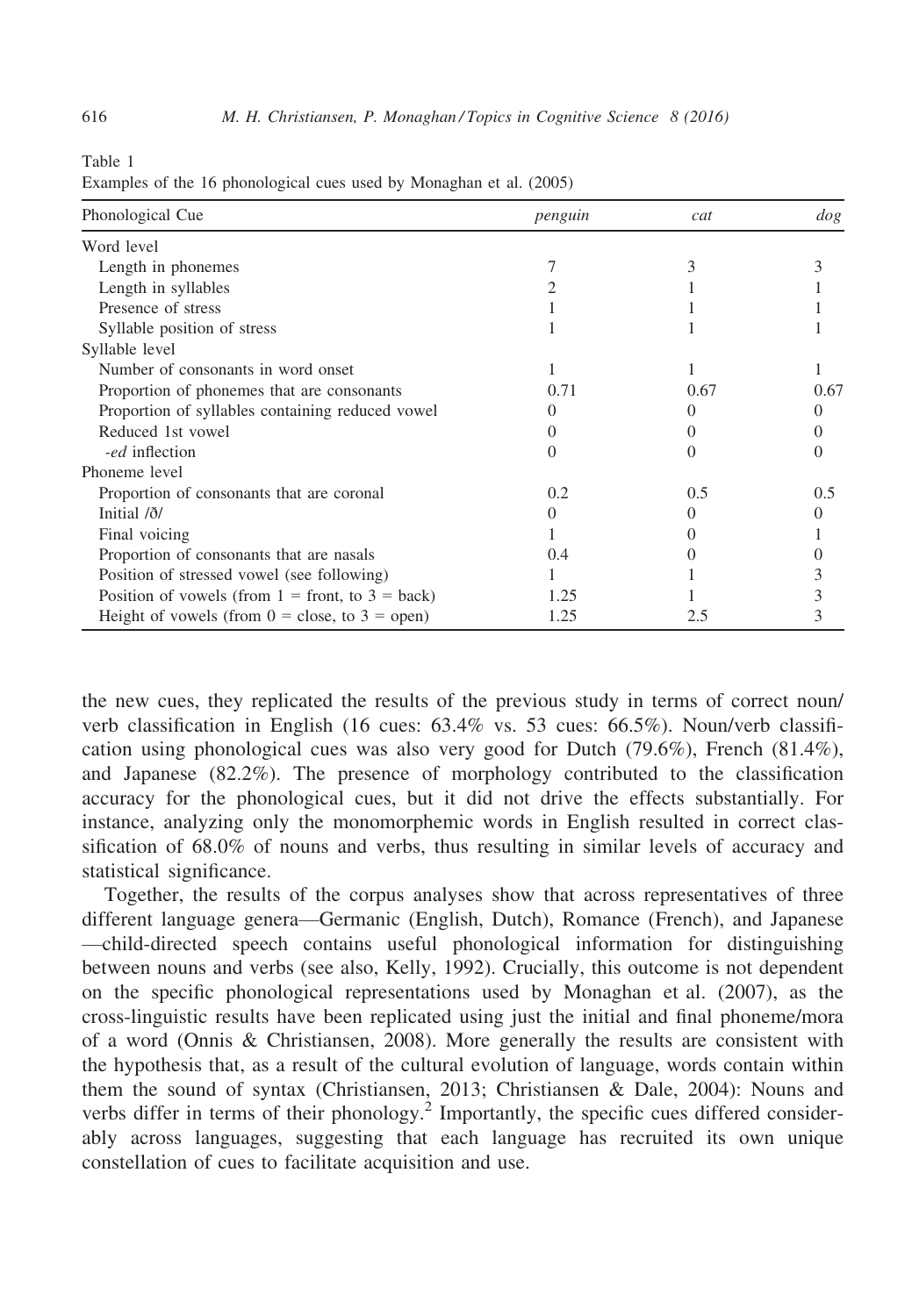Table 1
Examples of the 16 phonological cues used by Monaghan et al. (2005)

| Phonological Cue | *penguin* | *cat* | *dog* |
|---|---|---|---|
| Word level | | | |
| Length in phonemes | 7 | 3 | 3 |
| Length in syllables | 2 | 1 | 1 |
| Presence of stress | 1 | 1 | 1 |
| Syllable position of stress | 1 | 1 | 1 |
| Syllable level | | | |
| Number of consonants in word onset | 1 | 1 | 1 |
| Proportion of phonemes that are consonants | 0.71 | 0.67 | 0.67 |
| Proportion of syllables containing reduced vowel | 0 | 0 | 0 |
| Reduced 1st vowel | 0 | 0 | 0 |
| *-ed* inflection | 0 | 0 | 0 |
| Phoneme level | | | |
| Proportion of consonants that are coronal | 0.2 | 0.5 | 0.5 |
| Initial /ð/ | 0 | 0 | 0 |
| Final voicing | 1 | 0 | 1 |
| Proportion of consonants that are nasals | 0.4 | 0 | 0 |
| Position of stressed vowel (see following) | 1 | 1 | 3 |
| Position of vowels (from 1 = front, to 3 = back) | 1.25 | 1 | 3 |
| Height of vowels (from 0 = close, to 3 = open) | 1.25 | 2.5 | 3 |

the new cues, they replicated the results of the previous study in terms of correct noun/verb classification in English (16 cues: 63.4% vs. 53 cues: 66.5%). Noun/verb classification using phonological cues was also very good for Dutch (79.6%), French (81.4%), and Japanese (82.2%). The presence of morphology contributed to the classification accuracy for the phonological cues, but it did not drive the effects substantially. For instance, analyzing only the monomorphemic words in English resulted in correct classification of 68.0% of nouns and verbs, thus resulting in similar levels of accuracy and statistical significance.

Together, the results of the corpus analyses show that across representatives of three different language genera—Germanic (English, Dutch), Romance (French), and Japanese—child-directed speech contains useful phonological information for distinguishing between nouns and verbs (see also, Kelly, 1992). Crucially, this outcome is not dependent on the specific phonological representations used by Monaghan et al. (2007), as the cross-linguistic results have been replicated using just the initial and final phoneme/mora of a word (Onnis & Christiansen, 2008). More generally the results are consistent with the hypothesis that, as a result of the cultural evolution of language, words contain within them the sound of syntax (Christiansen, 2013; Christiansen & Dale, 2004): Nouns and verbs differ in terms of their phonology.[2] Importantly, the specific cues differed considerably across languages, suggesting that each language has recruited its own unique constellation of cues to facilitate acquisition and use.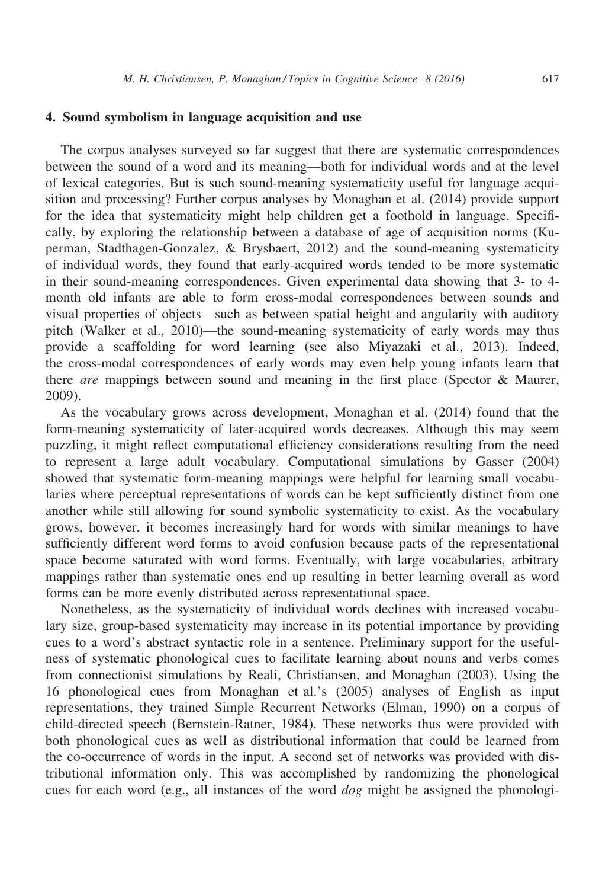## 4. Sound symbolism in language acquisition and use

The corpus analyses surveyed so far suggest that there are systematic correspondences between the sound of a word and its meaning—both for individual words and at the level of lexical categories. But is such sound-meaning systematicity useful for language acquisition and processing? Further corpus analyses by Monaghan et al. (2014) provide support for the idea that systematicity might help children get a foothold in language. Specifically, by exploring the relationship between a database of age of acquisition norms (Kuperman, Stadthagen-Gonzalez, & Brysbaert, 2012) and the sound-meaning systematicity of individual words, they found that early-acquired words tended to be more systematic in their sound-meaning correspondences. Given experimental data showing that 3- to 4-month old infants are able to form cross-modal correspondences between sounds and visual properties of objects—such as between spatial height and angularity with auditory pitch (Walker et al., 2010)—the sound-meaning systematicity of early words may thus provide a scaffolding for word learning (see also Miyazaki et al., 2013). Indeed, the cross-modal correspondences of early words may even help young infants learn that there *are* mappings between sound and meaning in the first place (Spector & Maurer, 2009).

As the vocabulary grows across development, Monaghan et al. (2014) found that the form-meaning systematicity of later-acquired words decreases. Although this may seem puzzling, it might reflect computational efficiency considerations resulting from the need to represent a large adult vocabulary. Computational simulations by Gasser (2004) showed that systematic form-meaning mappings were helpful for learning small vocabularies where perceptual representations of words can be kept sufficiently distinct from one another while still allowing for sound symbolic systematicity to exist. As the vocabulary grows, however, it becomes increasingly hard for words with similar meanings to have sufficiently different word forms to avoid confusion because parts of the representational space become saturated with word forms. Eventually, with large vocabularies, arbitrary mappings rather than systematic ones end up resulting in better learning overall as word forms can be more evenly distributed across representational space.

Nonetheless, as the systematicity of individual words declines with increased vocabulary size, group-based systematicity may increase in its potential importance by providing cues to a word's abstract syntactic role in a sentence. Preliminary support for the usefulness of systematic phonological cues to facilitate learning about nouns and verbs comes from connectionist simulations by Reali, Christiansen, and Monaghan (2003). Using the 16 phonological cues from Monaghan et al.'s (2005) analyses of English as input representations, they trained Simple Recurrent Networks (Elman, 1990) on a corpus of child-directed speech (Bernstein-Ratner, 1984). These networks thus were provided with both phonological cues as well as distributional information that could be learned from the co-occurrence of words in the input. A second set of networks was provided with distributional information only. This was accomplished by randomizing the phonological cues for each word (e.g., all instances of the word *dog* might be assigned the phonologi-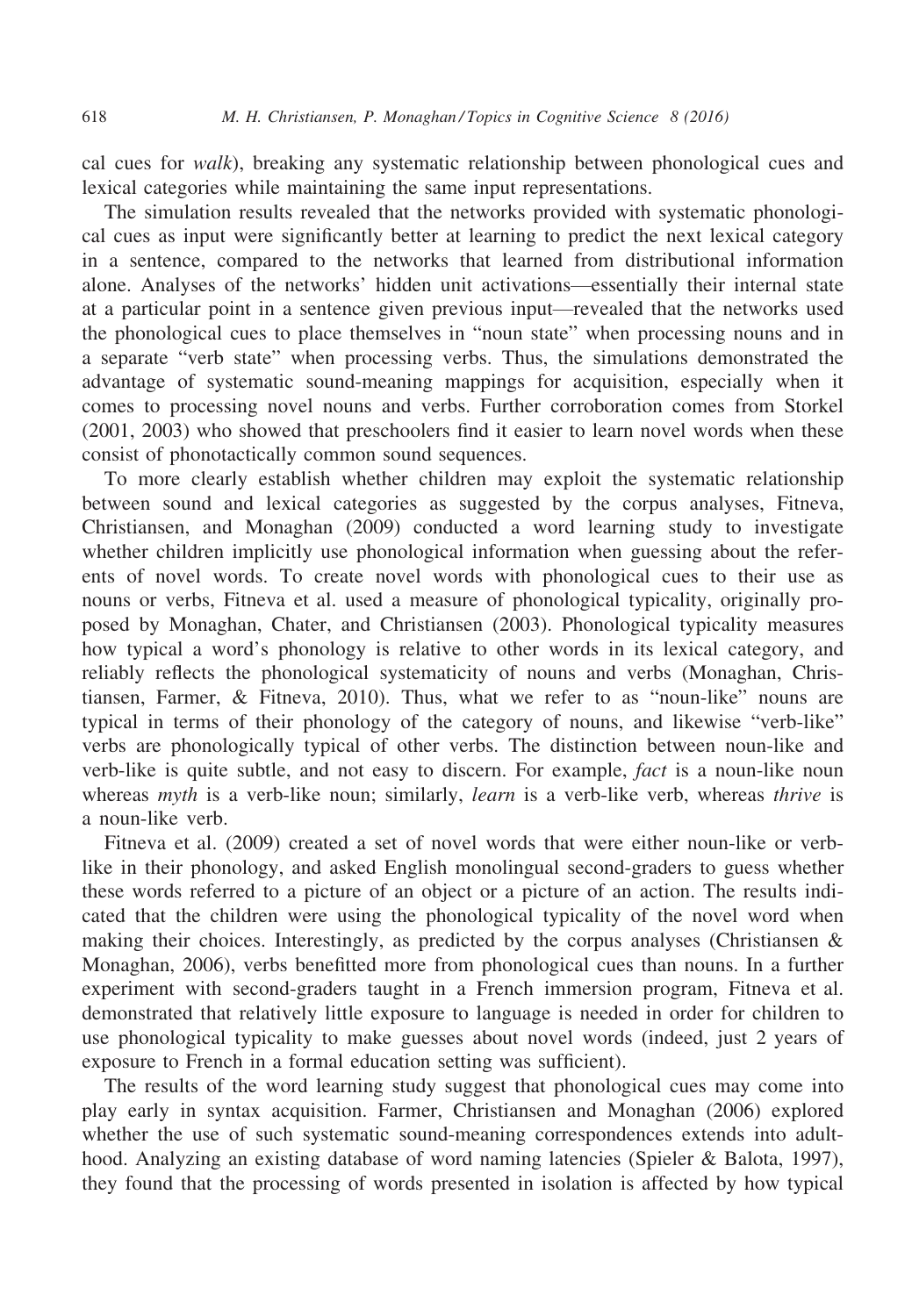cal cues for *walk*), breaking any systematic relationship between phonological cues and lexical categories while maintaining the same input representations.

The simulation results revealed that the networks provided with systematic phonological cues as input were significantly better at learning to predict the next lexical category in a sentence, compared to the networks that learned from distributional information alone. Analyses of the networks' hidden unit activations—essentially their internal state at a particular point in a sentence given previous input—revealed that the networks used the phonological cues to place themselves in "noun state" when processing nouns and in a separate "verb state" when processing verbs. Thus, the simulations demonstrated the advantage of systematic sound-meaning mappings for acquisition, especially when it comes to processing novel nouns and verbs. Further corroboration comes from Storkel (2001, 2003) who showed that preschoolers find it easier to learn novel words when these consist of phonotactically common sound sequences.

To more clearly establish whether children may exploit the systematic relationship between sound and lexical categories as suggested by the corpus analyses, Fitneva, Christiansen, and Monaghan (2009) conducted a word learning study to investigate whether children implicitly use phonological information when guessing about the referents of novel words. To create novel words with phonological cues to their use as nouns or verbs, Fitneva et al. used a measure of phonological typicality, originally proposed by Monaghan, Chater, and Christiansen (2003). Phonological typicality measures how typical a word's phonology is relative to other words in its lexical category, and reliably reflects the phonological systematicity of nouns and verbs (Monaghan, Christiansen, Farmer, & Fitneva, 2010). Thus, what we refer to as "noun-like" nouns are typical in terms of their phonology of the category of nouns, and likewise "verb-like" verbs are phonologically typical of other verbs. The distinction between noun-like and verb-like is quite subtle, and not easy to discern. For example, *fact* is a noun-like noun whereas *myth* is a verb-like noun; similarly, *learn* is a verb-like verb, whereas *thrive* is a noun-like verb.

Fitneva et al. (2009) created a set of novel words that were either noun-like or verb-like in their phonology, and asked English monolingual second-graders to guess whether these words referred to a picture of an object or a picture of an action. The results indicated that the children were using the phonological typicality of the novel word when making their choices. Interestingly, as predicted by the corpus analyses (Christiansen & Monaghan, 2006), verbs benefitted more from phonological cues than nouns. In a further experiment with second-graders taught in a French immersion program, Fitneva et al. demonstrated that relatively little exposure to language is needed in order for children to use phonological typicality to make guesses about novel words (indeed, just 2 years of exposure to French in a formal education setting was sufficient).

The results of the word learning study suggest that phonological cues may come into play early in syntax acquisition. Farmer, Christiansen and Monaghan (2006) explored whether the use of such systematic sound-meaning correspondences extends into adulthood. Analyzing an existing database of word naming latencies (Spieler & Balota, 1997), they found that the processing of words presented in isolation is affected by how typical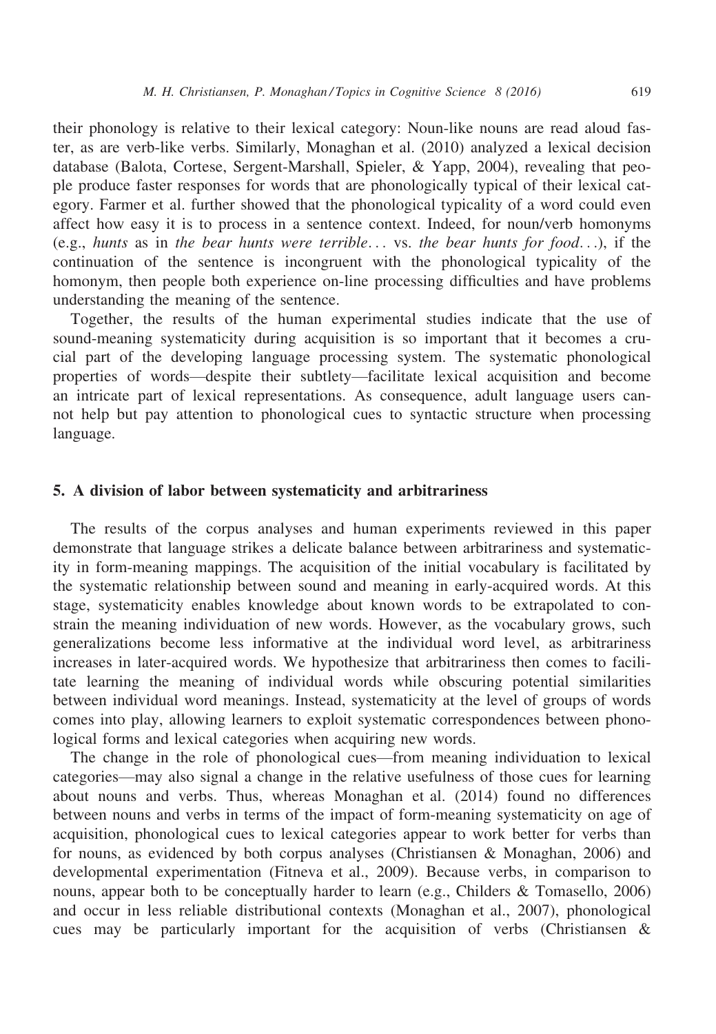their phonology is relative to their lexical category: Noun-like nouns are read aloud faster, as are verb-like verbs. Similarly, Monaghan et al. (2010) analyzed a lexical decision database (Balota, Cortese, Sergent-Marshall, Spieler, & Yapp, 2004), revealing that people produce faster responses for words that are phonologically typical of their lexical category. Farmer et al. further showed that the phonological typicality of a word could even affect how easy it is to process in a sentence context. Indeed, for noun/verb homonyms (e.g., *hunts* as in *the bear hunts were terrible*... vs. *the bear hunts for food*...), if the continuation of the sentence is incongruent with the phonological typicality of the homonym, then people both experience on-line processing difficulties and have problems understanding the meaning of the sentence.

Together, the results of the human experimental studies indicate that the use of sound-meaning systematicity during acquisition is so important that it becomes a crucial part of the developing language processing system. The systematic phonological properties of words—despite their subtlety—facilitate lexical acquisition and become an intricate part of lexical representations. As consequence, adult language users cannot help but pay attention to phonological cues to syntactic structure when processing language.

## 5. A division of labor between systematicity and arbitrariness

The results of the corpus analyses and human experiments reviewed in this paper demonstrate that language strikes a delicate balance between arbitrariness and systematicity in form-meaning mappings. The acquisition of the initial vocabulary is facilitated by the systematic relationship between sound and meaning in early-acquired words. At this stage, systematicity enables knowledge about known words to be extrapolated to constrain the meaning individuation of new words. However, as the vocabulary grows, such generalizations become less informative at the individual word level, as arbitrariness increases in later-acquired words. We hypothesize that arbitrariness then comes to facilitate learning the meaning of individual words while obscuring potential similarities between individual word meanings. Instead, systematicity at the level of groups of words comes into play, allowing learners to exploit systematic correspondences between phonological forms and lexical categories when acquiring new words.

The change in the role of phonological cues—from meaning individuation to lexical categories—may also signal a change in the relative usefulness of those cues for learning about nouns and verbs. Thus, whereas Monaghan et al. (2014) found no differences between nouns and verbs in terms of the impact of form-meaning systematicity on age of acquisition, phonological cues to lexical categories appear to work better for verbs than for nouns, as evidenced by both corpus analyses (Christiansen & Monaghan, 2006) and developmental experimentation (Fitneva et al., 2009). Because verbs, in comparison to nouns, appear both to be conceptually harder to learn (e.g., Childers & Tomasello, 2006) and occur in less reliable distributional contexts (Monaghan et al., 2007), phonological cues may be particularly important for the acquisition of verbs (Christiansen &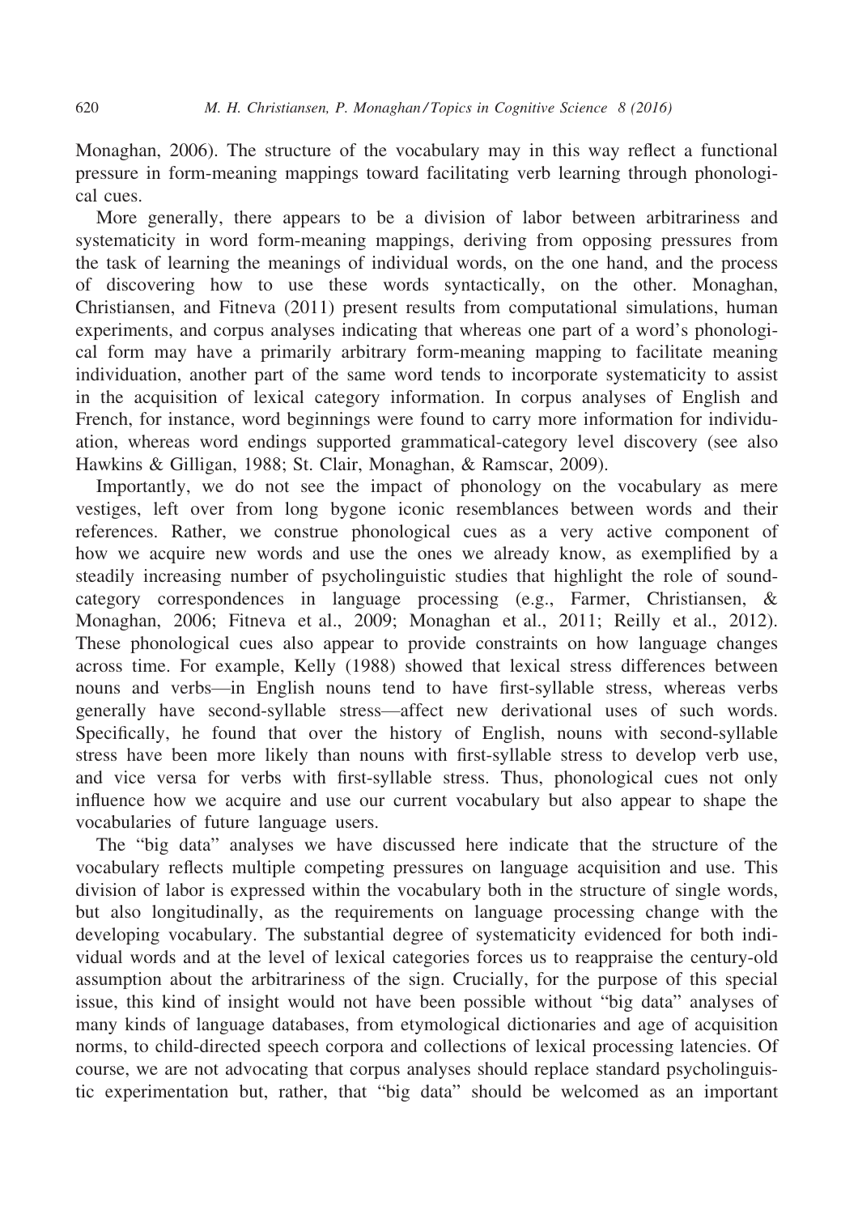Monaghan, 2006). The structure of the vocabulary may in this way reflect a functional pressure in form-meaning mappings toward facilitating verb learning through phonological cues.

More generally, there appears to be a division of labor between arbitrariness and systematicity in word form-meaning mappings, deriving from opposing pressures from the task of learning the meanings of individual words, on the one hand, and the process of discovering how to use these words syntactically, on the other. Monaghan, Christiansen, and Fitneva (2011) present results from computational simulations, human experiments, and corpus analyses indicating that whereas one part of a word's phonological form may have a primarily arbitrary form-meaning mapping to facilitate meaning individuation, another part of the same word tends to incorporate systematicity to assist in the acquisition of lexical category information. In corpus analyses of English and French, for instance, word beginnings were found to carry more information for individuation, whereas word endings supported grammatical-category level discovery (see also Hawkins & Gilligan, 1988; St. Clair, Monaghan, & Ramscar, 2009).

Importantly, we do not see the impact of phonology on the vocabulary as mere vestiges, left over from long bygone iconic resemblances between words and their references. Rather, we construe phonological cues as a very active component of how we acquire new words and use the ones we already know, as exemplified by a steadily increasing number of psycholinguistic studies that highlight the role of sound-category correspondences in language processing (e.g., Farmer, Christiansen, & Monaghan, 2006; Fitneva et al., 2009; Monaghan et al., 2011; Reilly et al., 2012). These phonological cues also appear to provide constraints on how language changes across time. For example, Kelly (1988) showed that lexical stress differences between nouns and verbs—in English nouns tend to have first-syllable stress, whereas verbs generally have second-syllable stress—affect new derivational uses of such words. Specifically, he found that over the history of English, nouns with second-syllable stress have been more likely than nouns with first-syllable stress to develop verb use, and vice versa for verbs with first-syllable stress. Thus, phonological cues not only influence how we acquire and use our current vocabulary but also appear to shape the vocabularies of future language users.

The "big data" analyses we have discussed here indicate that the structure of the vocabulary reflects multiple competing pressures on language acquisition and use. This division of labor is expressed within the vocabulary both in the structure of single words, but also longitudinally, as the requirements on language processing change with the developing vocabulary. The substantial degree of systematicity evidenced for both individual words and at the level of lexical categories forces us to reappraise the century-old assumption about the arbitrariness of the sign. Crucially, for the purpose of this special issue, this kind of insight would not have been possible without "big data" analyses of many kinds of language databases, from etymological dictionaries and age of acquisition norms, to child-directed speech corpora and collections of lexical processing latencies. Of course, we are not advocating that corpus analyses should replace standard psycholinguistic experimentation but, rather, that "big data" should be welcomed as an important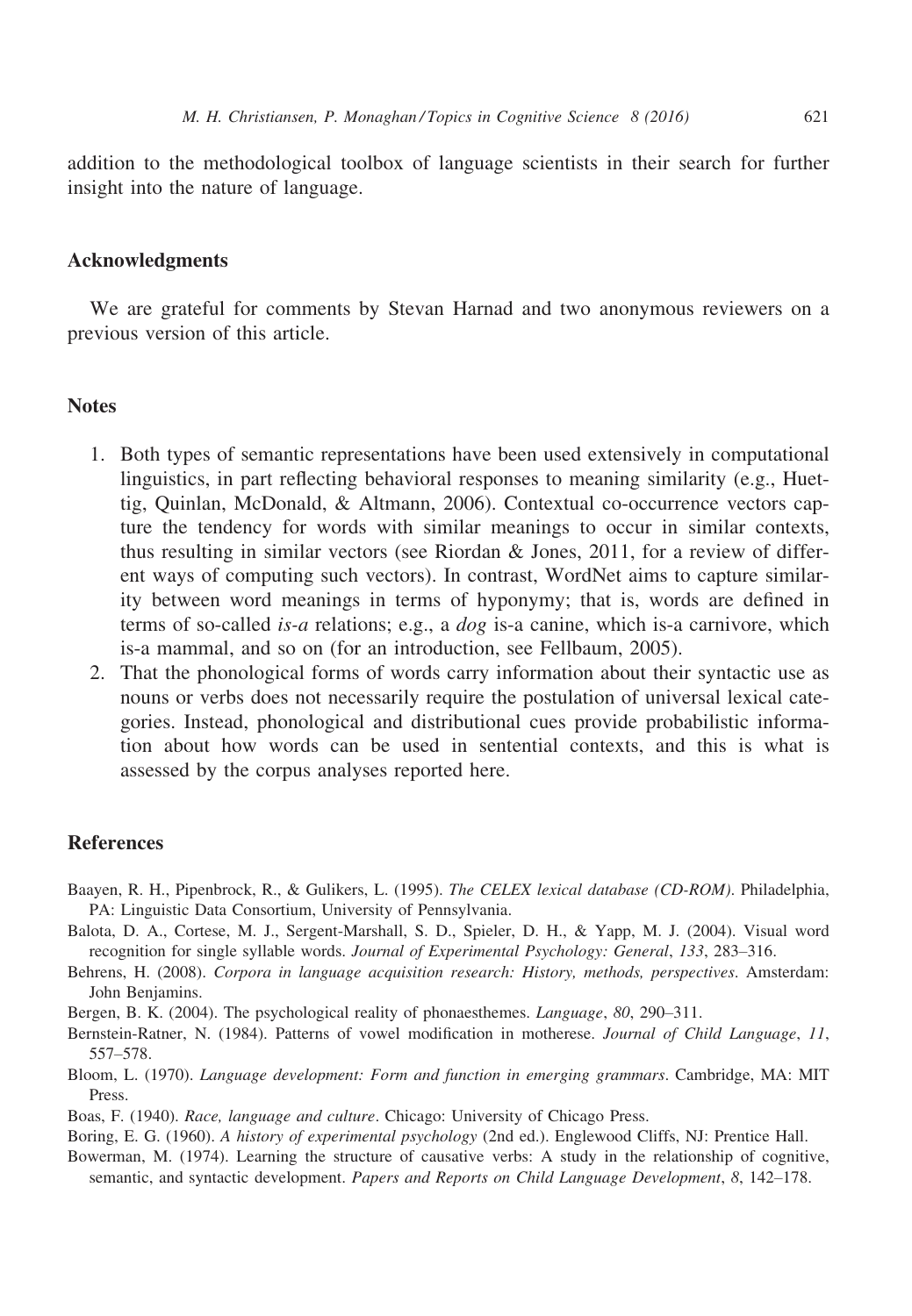addition to the methodological toolbox of language scientists in their search for further insight into the nature of language.

## Acknowledgments

We are grateful for comments by Stevan Harnad and two anonymous reviewers on a previous version of this article.

## Notes

1. Both types of semantic representations have been used extensively in computational linguistics, in part reflecting behavioral responses to meaning similarity (e.g., Huettig, Quinlan, McDonald, & Altmann, 2006). Contextual co-occurrence vectors capture the tendency for words with similar meanings to occur in similar contexts, thus resulting in similar vectors (see Riordan & Jones, 2011, for a review of different ways of computing such vectors). In contrast, WordNet aims to capture similarity between word meanings in terms of hyponymy; that is, words are defined in terms of so-called *is-a* relations; e.g., a *dog* is-a canine, which is-a carnivore, which is-a mammal, and so on (for an introduction, see Fellbaum, 2005).
2. That the phonological forms of words carry information about their syntactic use as nouns or verbs does not necessarily require the postulation of universal lexical categories. Instead, phonological and distributional cues provide probabilistic information about how words can be used in sentential contexts, and this is what is assessed by the corpus analyses reported here.

## References

Baayen, R. H., Pipenbrock, R., & Gulikers, L. (1995). *The CELEX lexical database (CD-ROM)*. Philadelphia, PA: Linguistic Data Consortium, University of Pennsylvania.

Balota, D. A., Cortese, M. J., Sergent-Marshall, S. D., Spieler, D. H., & Yapp, M. J. (2004). Visual word recognition for single syllable words. *Journal of Experimental Psychology: General*, *133*, 283–316.

Behrens, H. (2008). *Corpora in language acquisition research: History, methods, perspectives*. Amsterdam: John Benjamins.

Bergen, B. K. (2004). The psychological reality of phonaesthemes. *Language*, *80*, 290–311.

Bernstein-Ratner, N. (1984). Patterns of vowel modification in motherese. *Journal of Child Language*, *11*, 557–578.

Bloom, L. (1970). *Language development: Form and function in emerging grammars*. Cambridge, MA: MIT Press.

Boas, F. (1940). *Race, language and culture*. Chicago: University of Chicago Press.

Boring, E. G. (1960). *A history of experimental psychology* (2nd ed.). Englewood Cliffs, NJ: Prentice Hall.

Bowerman, M. (1974). Learning the structure of causative verbs: A study in the relationship of cognitive, semantic, and syntactic development. *Papers and Reports on Child Language Development*, *8*, 142–178.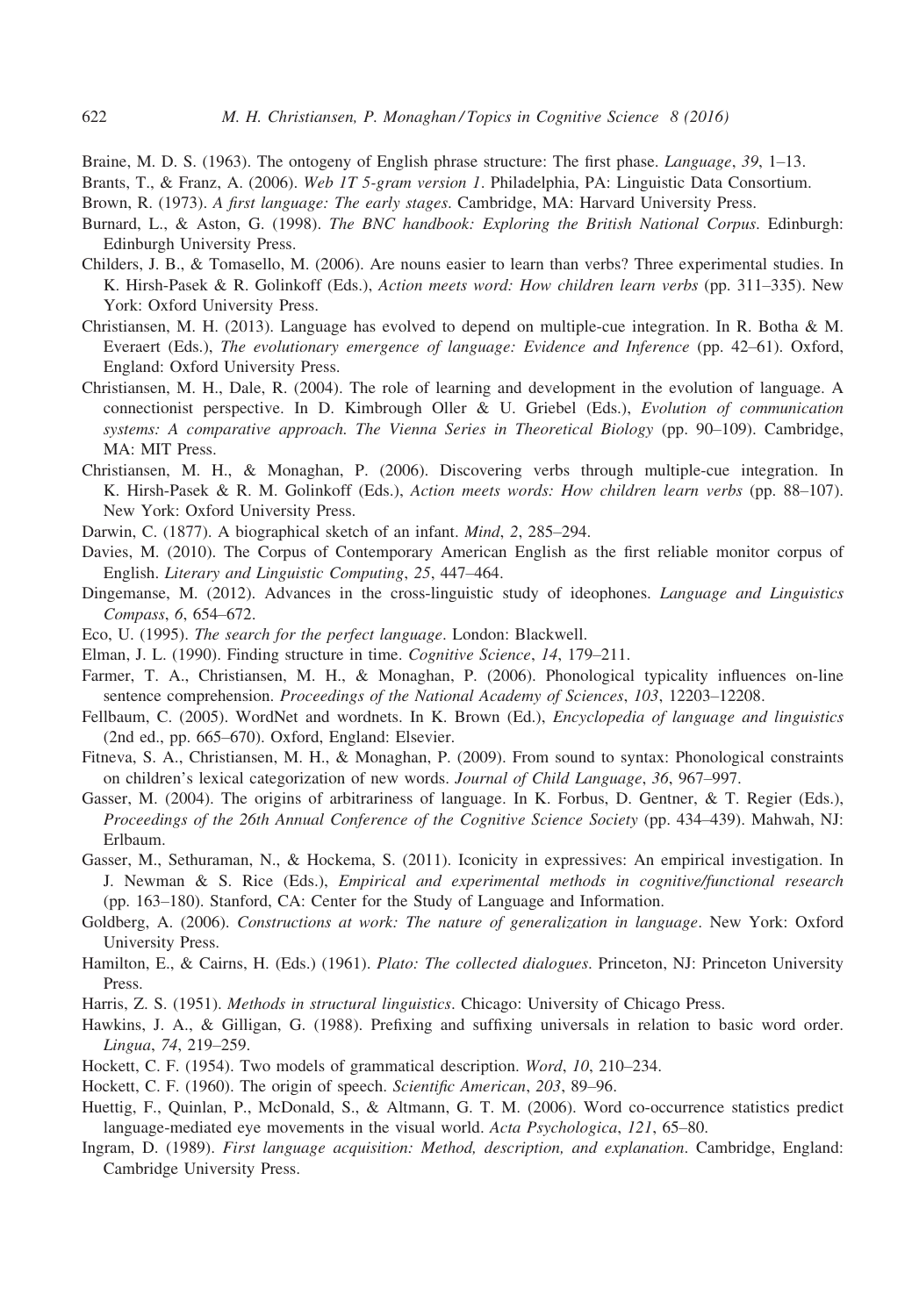Braine, M. D. S. (1963). The ontogeny of English phrase structure: The first phase. *Language*, *39*, 1–13.

Brants, T., & Franz, A. (2006). *Web 1T 5-gram version 1*. Philadelphia, PA: Linguistic Data Consortium.

Brown, R. (1973). *A first language: The early stages*. Cambridge, MA: Harvard University Press.

Burnard, L., & Aston, G. (1998). *The BNC handbook: Exploring the British National Corpus*. Edinburgh: Edinburgh University Press.

Childers, J. B., & Tomasello, M. (2006). Are nouns easier to learn than verbs? Three experimental studies. In K. Hirsh-Pasek & R. Golinkoff (Eds.), *Action meets word: How children learn verbs* (pp. 311–335). New York: Oxford University Press.

Christiansen, M. H. (2013). Language has evolved to depend on multiple-cue integration. In R. Botha & M. Everaert (Eds.), *The evolutionary emergence of language: Evidence and Inference* (pp. 42–61). Oxford, England: Oxford University Press.

Christiansen, M. H., Dale, R. (2004). The role of learning and development in the evolution of language. A connectionist perspective. In D. Kimbrough Oller & U. Griebel (Eds.), *Evolution of communication systems: A comparative approach. The Vienna Series in Theoretical Biology* (pp. 90–109). Cambridge, MA: MIT Press.

Christiansen, M. H., & Monaghan, P. (2006). Discovering verbs through multiple-cue integration. In K. Hirsh-Pasek & R. M. Golinkoff (Eds.), *Action meets words: How children learn verbs* (pp. 88–107). New York: Oxford University Press.

Darwin, C. (1877). A biographical sketch of an infant. *Mind*, *2*, 285–294.

Davies, M. (2010). The Corpus of Contemporary American English as the first reliable monitor corpus of English. *Literary and Linguistic Computing*, *25*, 447–464.

Dingemanse, M. (2012). Advances in the cross-linguistic study of ideophones. *Language and Linguistics Compass*, *6*, 654–672.

Eco, U. (1995). *The search for the perfect language*. London: Blackwell.

Elman, J. L. (1990). Finding structure in time. *Cognitive Science*, *14*, 179–211.

Farmer, T. A., Christiansen, M. H., & Monaghan, P. (2006). Phonological typicality influences on-line sentence comprehension. *Proceedings of the National Academy of Sciences*, *103*, 12203–12208.

Fellbaum, C. (2005). WordNet and wordnets. In K. Brown (Ed.), *Encyclopedia of language and linguistics* (2nd ed., pp. 665–670). Oxford, England: Elsevier.

Fitneva, S. A., Christiansen, M. H., & Monaghan, P. (2009). From sound to syntax: Phonological constraints on children's lexical categorization of new words. *Journal of Child Language*, *36*, 967–997.

Gasser, M. (2004). The origins of arbitrariness of language. In K. Forbus, D. Gentner, & T. Regier (Eds.), *Proceedings of the 26th Annual Conference of the Cognitive Science Society* (pp. 434–439). Mahwah, NJ: Erlbaum.

Gasser, M., Sethuraman, N., & Hockema, S. (2011). Iconicity in expressives: An empirical investigation. In J. Newman & S. Rice (Eds.), *Empirical and experimental methods in cognitive/functional research* (pp. 163–180). Stanford, CA: Center for the Study of Language and Information.

Goldberg, A. (2006). *Constructions at work: The nature of generalization in language*. New York: Oxford University Press.

Hamilton, E., & Cairns, H. (Eds.) (1961). *Plato: The collected dialogues*. Princeton, NJ: Princeton University Press.

Harris, Z. S. (1951). *Methods in structural linguistics*. Chicago: University of Chicago Press.

Hawkins, J. A., & Gilligan, G. (1988). Prefixing and suffixing universals in relation to basic word order. *Lingua*, *74*, 219–259.

Hockett, C. F. (1954). Two models of grammatical description. *Word*, *10*, 210–234.

Hockett, C. F. (1960). The origin of speech. *Scientific American*, *203*, 89–96.

Huettig, F., Quinlan, P., McDonald, S., & Altmann, G. T. M. (2006). Word co-occurrence statistics predict language-mediated eye movements in the visual world. *Acta Psychologica*, *121*, 65–80.

Ingram, D. (1989). *First language acquisition: Method, description, and explanation*. Cambridge, England: Cambridge University Press.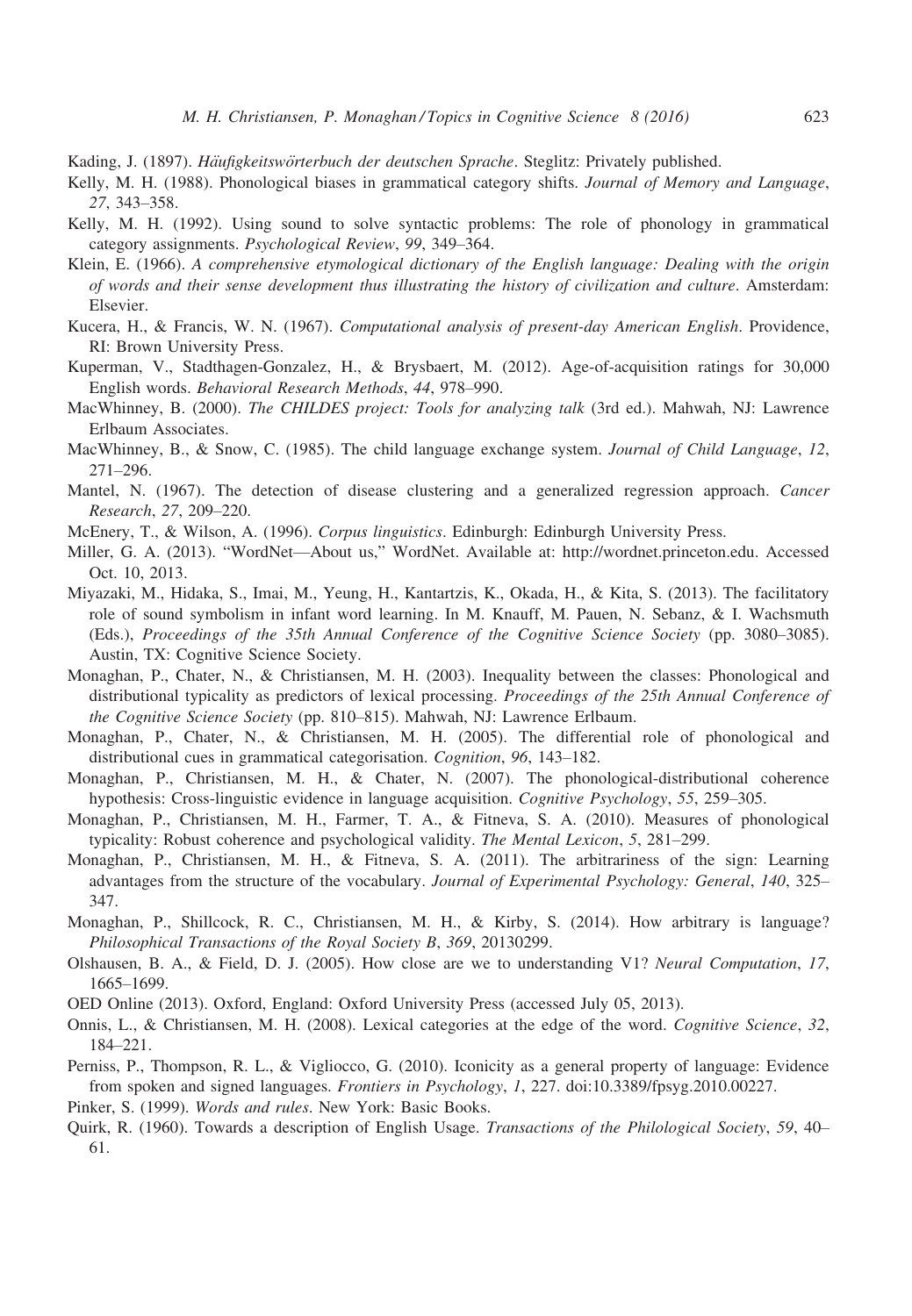Kading, J. (1897). *Häufigkeitswörterbuch der deutschen Sprache*. Steglitz: Privately published.

Kelly, M. H. (1988). Phonological biases in grammatical category shifts. *Journal of Memory and Language*, *27*, 343–358.

Kelly, M. H. (1992). Using sound to solve syntactic problems: The role of phonology in grammatical category assignments. *Psychological Review*, *99*, 349–364.

Klein, E. (1966). *A comprehensive etymological dictionary of the English language: Dealing with the origin of words and their sense development thus illustrating the history of civilization and culture*. Amsterdam: Elsevier.

Kucera, H., & Francis, W. N. (1967). *Computational analysis of present-day American English*. Providence, RI: Brown University Press.

Kuperman, V., Stadthagen-Gonzalez, H., & Brysbaert, M. (2012). Age-of-acquisition ratings for 30,000 English words. *Behavioral Research Methods*, *44*, 978–990.

MacWhinney, B. (2000). *The CHILDES project: Tools for analyzing talk* (3rd ed.). Mahwah, NJ: Lawrence Erlbaum Associates.

MacWhinney, B., & Snow, C. (1985). The child language exchange system. *Journal of Child Language*, *12*, 271–296.

Mantel, N. (1967). The detection of disease clustering and a generalized regression approach. *Cancer Research*, *27*, 209–220.

McEnery, T., & Wilson, A. (1996). *Corpus linguistics*. Edinburgh: Edinburgh University Press.

Miller, G. A. (2013). "WordNet—About us," WordNet. Available at: http://wordnet.princeton.edu. Accessed Oct. 10, 2013.

Miyazaki, M., Hidaka, S., Imai, M., Yeung, H., Kantartzis, K., Okada, H., & Kita, S. (2013). The facilitatory role of sound symbolism in infant word learning. In M. Knauff, M. Pauen, N. Sebanz, & I. Wachsmuth (Eds.), *Proceedings of the 35th Annual Conference of the Cognitive Science Society* (pp. 3080–3085). Austin, TX: Cognitive Science Society.

Monaghan, P., Chater, N., & Christiansen, M. H. (2003). Inequality between the classes: Phonological and distributional typicality as predictors of lexical processing. *Proceedings of the 25th Annual Conference of the Cognitive Science Society* (pp. 810–815). Mahwah, NJ: Lawrence Erlbaum.

Monaghan, P., Chater, N., & Christiansen, M. H. (2005). The differential role of phonological and distributional cues in grammatical categorisation. *Cognition*, *96*, 143–182.

Monaghan, P., Christiansen, M. H., & Chater, N. (2007). The phonological-distributional coherence hypothesis: Cross-linguistic evidence in language acquisition. *Cognitive Psychology*, *55*, 259–305.

Monaghan, P., Christiansen, M. H., Farmer, T. A., & Fitneva, S. A. (2010). Measures of phonological typicality: Robust coherence and psychological validity. *The Mental Lexicon*, *5*, 281–299.

Monaghan, P., Christiansen, M. H., & Fitneva, S. A. (2011). The arbitrariness of the sign: Learning advantages from the structure of the vocabulary. *Journal of Experimental Psychology: General*, *140*, 325–347.

Monaghan, P., Shillcock, R. C., Christiansen, M. H., & Kirby, S. (2014). How arbitrary is language? *Philosophical Transactions of the Royal Society B*, *369*, 20130299.

Olshausen, B. A., & Field, D. J. (2005). How close are we to understanding V1? *Neural Computation*, *17*, 1665–1699.

OED Online (2013). Oxford, England: Oxford University Press (accessed July 05, 2013).

Onnis, L., & Christiansen, M. H. (2008). Lexical categories at the edge of the word. *Cognitive Science*, *32*, 184–221.

Perniss, P., Thompson, R. L., & Vigliocco, G. (2010). Iconicity as a general property of language: Evidence from spoken and signed languages. *Frontiers in Psychology*, *1*, 227. doi:10.3389/fpsyg.2010.00227.

Pinker, S. (1999). *Words and rules*. New York: Basic Books.

Quirk, R. (1960). Towards a description of English Usage. *Transactions of the Philological Society*, *59*, 40–61.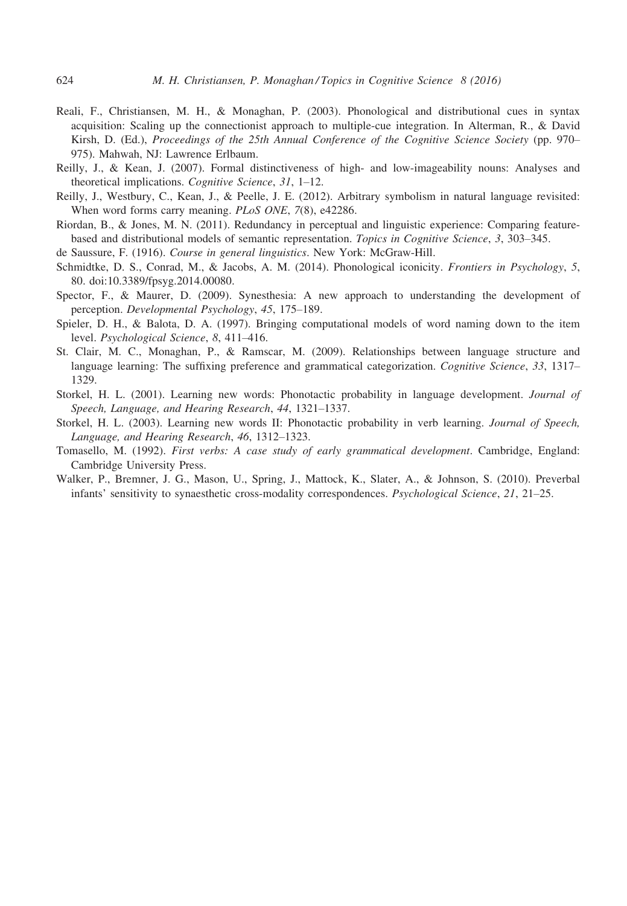Reali, F., Christiansen, M. H., & Monaghan, P. (2003). Phonological and distributional cues in syntax acquisition: Scaling up the connectionist approach to multiple-cue integration. In Alterman, R., & David Kirsh, D. (Ed.), *Proceedings of the 25th Annual Conference of the Cognitive Science Society* (pp. 970–975). Mahwah, NJ: Lawrence Erlbaum.

Reilly, J., & Kean, J. (2007). Formal distinctiveness of high- and low-imageability nouns: Analyses and theoretical implications. *Cognitive Science*, *31*, 1–12.

Reilly, J., Westbury, C., Kean, J., & Peelle, J. E. (2012). Arbitrary symbolism in natural language revisited: When word forms carry meaning. *PLoS ONE*, *7*(8), e42286.

Riordan, B., & Jones, M. N. (2011). Redundancy in perceptual and linguistic experience: Comparing feature-based and distributional models of semantic representation. *Topics in Cognitive Science*, *3*, 303–345.

de Saussure, F. (1916). *Course in general linguistics*. New York: McGraw-Hill.

Schmidtke, D. S., Conrad, M., & Jacobs, A. M. (2014). Phonological iconicity. *Frontiers in Psychology*, *5*, 80. doi:10.3389/fpsyg.2014.00080.

Spector, F., & Maurer, D. (2009). Synesthesia: A new approach to understanding the development of perception. *Developmental Psychology*, *45*, 175–189.

Spieler, D. H., & Balota, D. A. (1997). Bringing computational models of word naming down to the item level. *Psychological Science*, *8*, 411–416.

St. Clair, M. C., Monaghan, P., & Ramscar, M. (2009). Relationships between language structure and language learning: The suffixing preference and grammatical categorization. *Cognitive Science*, *33*, 1317–1329.

Storkel, H. L. (2001). Learning new words: Phonotactic probability in language development. *Journal of Speech, Language, and Hearing Research*, *44*, 1321–1337.

Storkel, H. L. (2003). Learning new words II: Phonotactic probability in verb learning. *Journal of Speech, Language, and Hearing Research*, *46*, 1312–1323.

Tomasello, M. (1992). *First verbs: A case study of early grammatical development*. Cambridge, England: Cambridge University Press.

Walker, P., Bremner, J. G., Mason, U., Spring, J., Mattock, K., Slater, A., & Johnson, S. (2010). Preverbal infants' sensitivity to synaesthetic cross-modality correspondences. *Psychological Science*, *21*, 21–25.